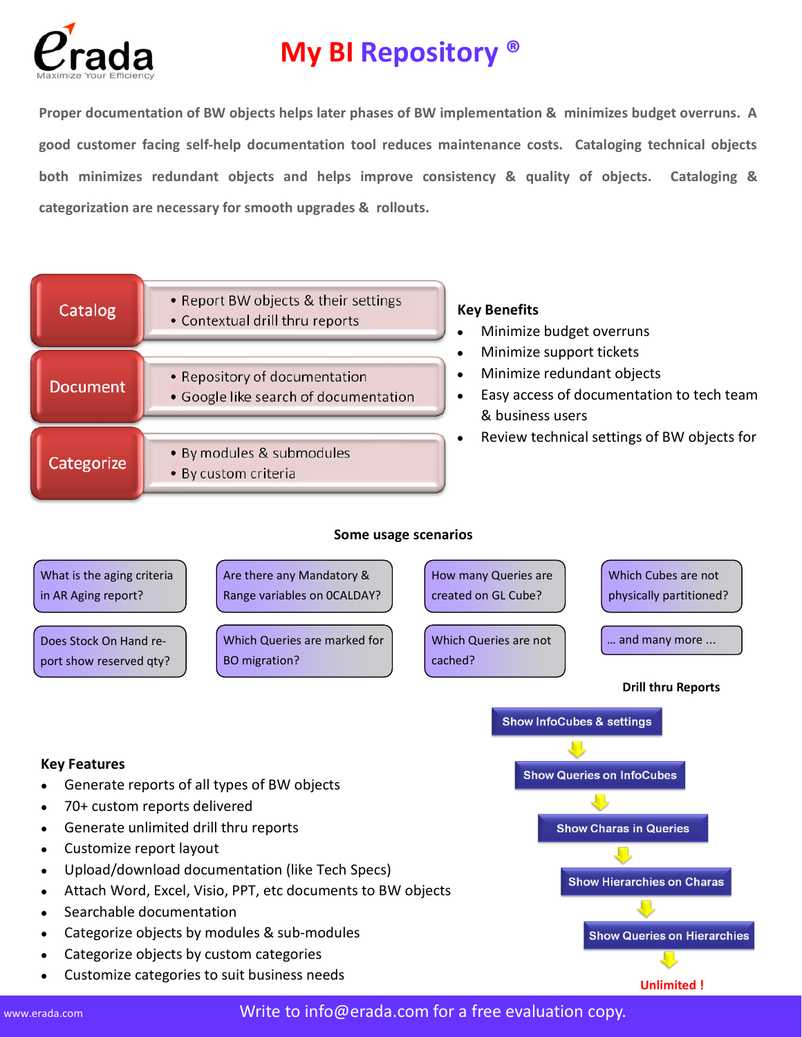# My BI Repository ®

Proper documentation of BW objects helps later phases of BW implementation & minimizes budget overruns. A good customer facing self-help documentation tool reduces maintenance costs. Cataloging technical objects both minimizes redundant objects and helps improve consistency & quality of objects. Cataloging & categorization are necessary for smooth upgrades & rollouts.

**Catalog**
- Report BW objects & their settings
- Contextual drill thru reports

**Document**
- Repository of documentation
- Google like search of documentation

**Categorize**
- By modules & submodules
- By custom criteria

### Key Benefits

- Minimize budget overruns
- Minimize support tickets
- Minimize redundant objects
- Easy access of documentation to tech team & business users
- Review technical settings of BW objects for

### Some usage scenarios

- What is the aging criteria in AR Aging report?
- Are there any Mandatory & Range variables on 0CALDAY?
- How many Queries are created on GL Cube?
- Which Cubes are not physically partitioned?
- Does Stock On Hand report show reserved qty?
- Which Queries are marked for BO migration?
- Which Queries are not cached?
- ... and many more ...

### Drill thru Reports

Show InfoCubes & settings → Show Queries on InfoCubes → Show Charas in Queries → Show Hierarchies on Charas → Show Queries on Hierarchies → **Unlimited !**

### Key Features

- Generate reports of all types of BW objects
- 70+ custom reports delivered
- Generate unlimited drill thru reports
- Customize report layout
- Upload/download documentation (like Tech Specs)
- Attach Word, Excel, Visio, PPT, etc documents to BW objects
- Searchable documentation
- Categorize objects by modules & sub-modules
- Categorize objects by custom categories
- Customize categories to suit business needs

www.erada.com | Write to info@erada.com for a free evaluation copy.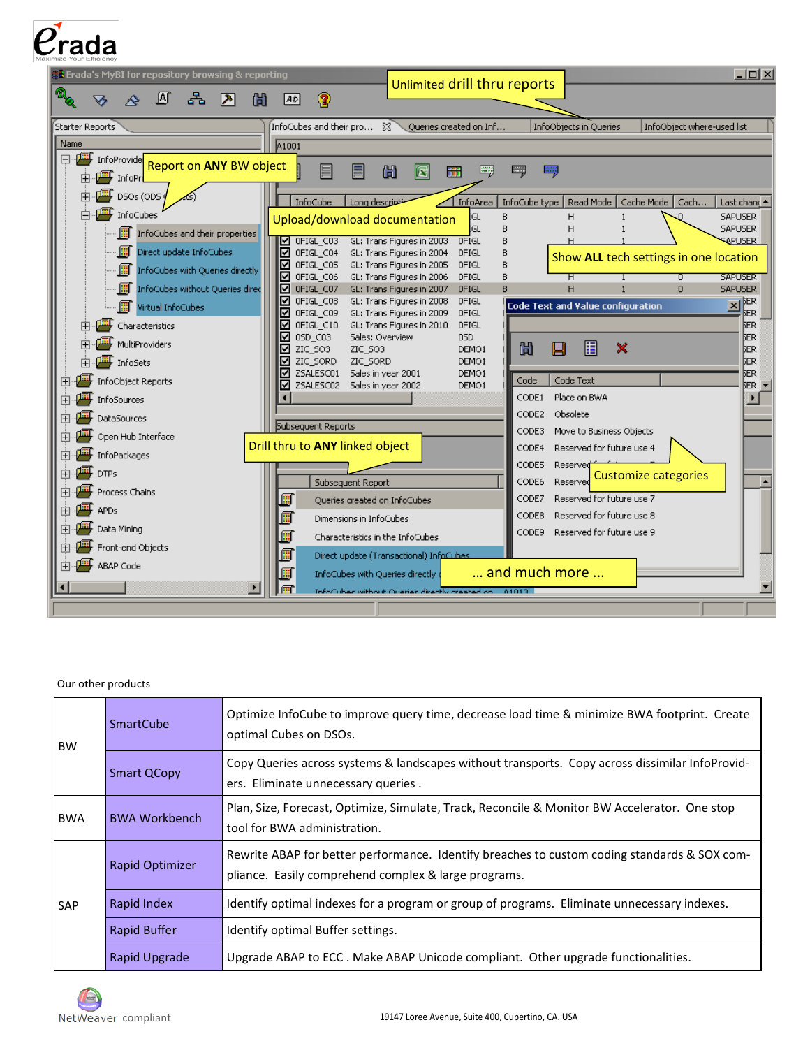Our other products

| | | |
|---|---|---|
| BW | SmartCube | Optimize InfoCube to improve query time, decrease load time & minimize BWA footprint. Create optimal Cubes on DSOs. |
| | Smart QCopy | Copy Queries across systems & landscapes without transports. Copy across dissimilar InfoProviders. Eliminate unnecessary queries . |
| BWA | BWA Workbench | Plan, Size, Forecast, Optimize, Simulate, Track, Reconcile & Monitor BW Accelerator. One stop tool for BWA administration. |
| SAP | Rapid Optimizer | Rewrite ABAP for better performance. Identify breaches to custom coding standards & SOX compliance. Easily comprehend complex & large programs. |
| | Rapid Index | Identify optimal indexes for a program or group of programs. Eliminate unnecessary indexes. |
| | Rapid Buffer | Identify optimal Buffer settings. |
| | Rapid Upgrade | Upgrade ABAP to ECC . Make ABAP Unicode compliant. Other upgrade functionalities. |

NetWeaver compliant

19147 Loree Avenue, Suite 400, Cupertino, CA. USA